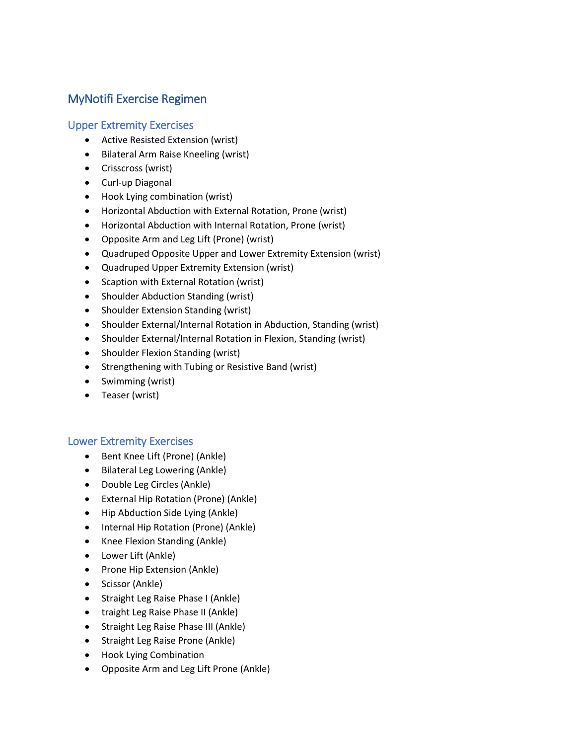# MyNotifi Exercise Regimen

## Upper Extremity Exercises

- Active Resisted Extension (wrist)
- Bilateral Arm Raise Kneeling (wrist)
- Crisscross (wrist)
- Curl-up Diagonal
- Hook Lying combination (wrist)
- Horizontal Abduction with External Rotation, Prone (wrist)
- Horizontal Abduction with Internal Rotation, Prone (wrist)
- Opposite Arm and Leg Lift (Prone) (wrist)
- Quadruped Opposite Upper and Lower Extremity Extension (wrist)
- Quadruped Upper Extremity Extension (wrist)
- Scaption with External Rotation (wrist)
- Shoulder Abduction Standing (wrist)
- Shoulder Extension Standing (wrist)
- Shoulder External/Internal Rotation in Abduction, Standing (wrist)
- Shoulder External/Internal Rotation in Flexion, Standing (wrist)
- Shoulder Flexion Standing (wrist)
- Strengthening with Tubing or Resistive Band (wrist)
- Swimming (wrist)
- Teaser (wrist)

## Lower Extremity Exercises

- Bent Knee Lift (Prone) (Ankle)
- Bilateral Leg Lowering (Ankle)
- Double Leg Circles (Ankle)
- External Hip Rotation (Prone) (Ankle)
- Hip Abduction Side Lying (Ankle)
- Internal Hip Rotation (Prone) (Ankle)
- Knee Flexion Standing (Ankle)
- Lower Lift (Ankle)
- Prone Hip Extension (Ankle)
- Scissor (Ankle)
- Straight Leg Raise Phase I (Ankle)
- traight Leg Raise Phase II (Ankle)
- Straight Leg Raise Phase III (Ankle)
- Straight Leg Raise Prone (Ankle)
- Hook Lying Combination
- Opposite Arm and Leg Lift Prone (Ankle)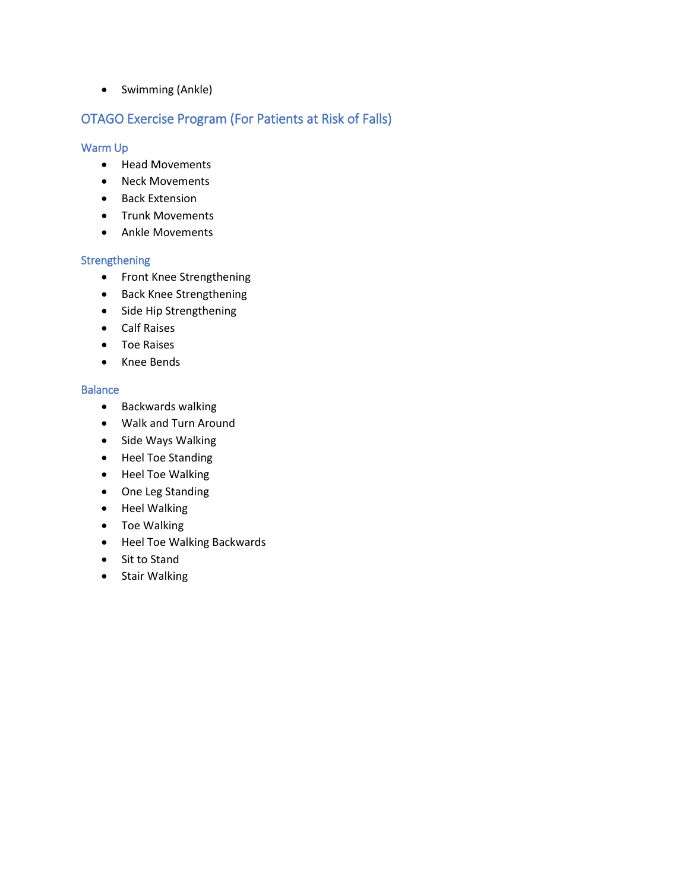- Swimming (Ankle)

## OTAGO Exercise Program (For Patients at Risk of Falls)

### Warm Up

- Head Movements
- Neck Movements
- Back Extension
- Trunk Movements
- Ankle Movements

### Strengthening

- Front Knee Strengthening
- Back Knee Strengthening
- Side Hip Strengthening
- Calf Raises
- Toe Raises
- Knee Bends

### Balance

- Backwards walking
- Walk and Turn Around
- Side Ways Walking
- Heel Toe Standing
- Heel Toe Walking
- One Leg Standing
- Heel Walking
- Toe Walking
- Heel Toe Walking Backwards
- Sit to Stand
- Stair Walking